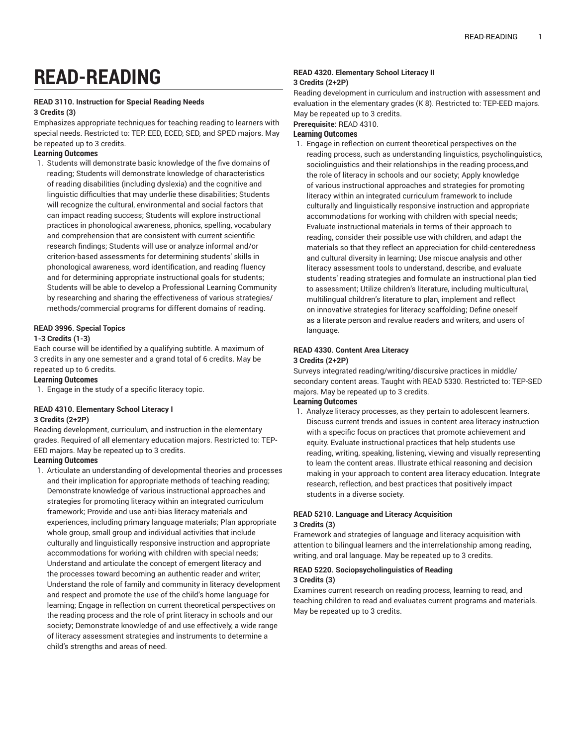# READ-READING

**READ 3110. Instruction for Special Reading Needs**
**3 Credits (3)**

Emphasizes appropriate techniques for teaching reading to learners with special needs. Restricted to: TEP. EED, ECED, SED, and SPED majors. May be repeated up to 3 credits.

**Learning Outcomes**

1. Students will demonstrate basic knowledge of the five domains of reading; Students will demonstrate knowledge of characteristics of reading disabilities (including dyslexia) and the cognitive and linguistic difficulties that may underlie these disabilities; Students will recognize the cultural, environmental and social factors that can impact reading success; Students will explore instructional practices in phonological awareness, phonics, spelling, vocabulary and comprehension that are consistent with current scientific research findings; Students will use or analyze informal and/or criterion-based assessments for determining students' skills in phonological awareness, word identification, and reading fluency and for determining appropriate instructional goals for students; Students will be able to develop a Professional Learning Community by researching and sharing the effectiveness of various strategies/methods/commercial programs for different domains of reading.

**READ 3996. Special Topics**
**1-3 Credits (1-3)**

Each course will be identified by a qualifying subtitle. A maximum of 3 credits in any one semester and a grand total of 6 credits. May be repeated up to 6 credits.

**Learning Outcomes**

1. Engage in the study of a specific literacy topic.

**READ 4310. Elementary School Literacy I**
**3 Credits (2+2P)**

Reading development, curriculum, and instruction in the elementary grades. Required of all elementary education majors. Restricted to: TEP-EED majors. May be repeated up to 3 credits.

**Learning Outcomes**

1. Articulate an understanding of developmental theories and processes and their implication for appropriate methods of teaching reading; Demonstrate knowledge of various instructional approaches and strategies for promoting literacy within an integrated curriculum framework; Provide and use anti-bias literacy materials and experiences, including primary language materials; Plan appropriate whole group, small group and individual activities that include culturally and linguistically responsive instruction and appropriate accommodations for working with children with special needs; Understand and articulate the concept of emergent literacy and the processes toward becoming an authentic reader and writer; Understand the role of family and community in literacy development and respect and promote the use of the child's home language for learning; Engage in reflection on current theoretical perspectives on the reading process and the role of print literacy in schools and our society; Demonstrate knowledge of and use effectively, a wide range of literacy assessment strategies and instruments to determine a child's strengths and areas of need.

**READ 4320. Elementary School Literacy II**
**3 Credits (2+2P)**

Reading development in curriculum and instruction with assessment and evaluation in the elementary grades (K 8). Restricted to: TEP-EED majors. May be repeated up to 3 credits.

**Prerequisite:** READ 4310.

**Learning Outcomes**

1. Engage in reflection on current theoretical perspectives on the reading process, such as understanding linguistics, psycholinguistics, sociolinguistics and their relationships in the reading process,and the role of literacy in schools and our society; Apply knowledge of various instructional approaches and strategies for promoting literacy within an integrated curriculum framework to include culturally and linguistically responsive instruction and appropriate accommodations for working with children with special needs; Evaluate instructional materials in terms of their approach to reading, consider their possible use with children, and adapt the materials so that they reflect an appreciation for child-centeredness and cultural diversity in learning; Use miscue analysis and other literacy assessment tools to understand, describe, and evaluate students' reading strategies and formulate an instructional plan tied to assessment; Utilize children's literature, including multicultural, multilingual children's literature to plan, implement and reflect on innovative strategies for literacy scaffolding; Define oneself as a literate person and revalue readers and writers, and users of language.

**READ 4330. Content Area Literacy**
**3 Credits (2+2P)**

Surveys integrated reading/writing/discursive practices in middle/secondary content areas. Taught with READ 5330. Restricted to: TEP-SED majors. May be repeated up to 3 credits.

**Learning Outcomes**

1. Analyze literacy processes, as they pertain to adolescent learners. Discuss current trends and issues in content area literacy instruction with a specific focus on practices that promote achievement and equity. Evaluate instructional practices that help students use reading, writing, speaking, listening, viewing and visually representing to learn the content areas. Illustrate ethical reasoning and decision making in your approach to content area literacy education. Integrate research, reflection, and best practices that positively impact students in a diverse society.

**READ 5210. Language and Literacy Acquisition**
**3 Credits (3)**

Framework and strategies of language and literacy acquisition with attention to bilingual learners and the interrelationship among reading, writing, and oral language. May be repeated up to 3 credits.

**READ 5220. Sociopsycholinguistics of Reading**
**3 Credits (3)**

Examines current research on reading process, learning to read, and teaching children to read and evaluates current programs and materials. May be repeated up to 3 credits.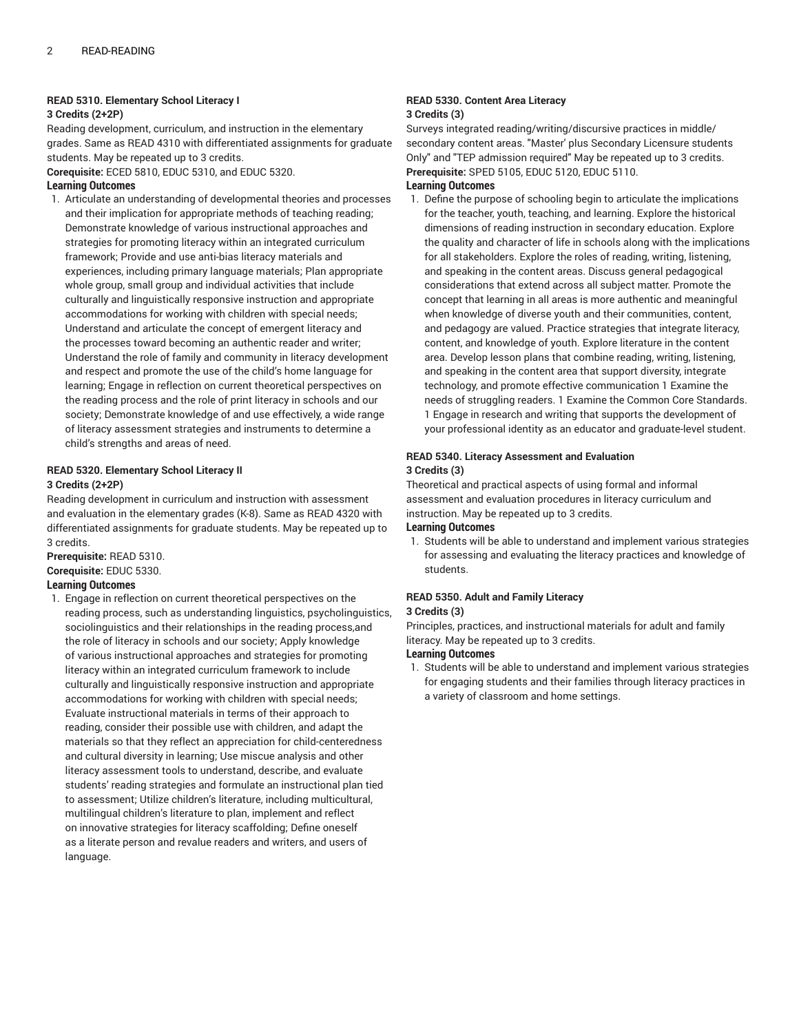#### READ 5310. Elementary School Literacy I

**3 Credits (2+2P)**

Reading development, curriculum, and instruction in the elementary grades. Same as READ 4310 with differentiated assignments for graduate students. May be repeated up to 3 credits.

**Corequisite:** ECED 5810, EDUC 5310, and EDUC 5320.

**Learning Outcomes**

1. Articulate an understanding of developmental theories and processes and their implication for appropriate methods of teaching reading; Demonstrate knowledge of various instructional approaches and strategies for promoting literacy within an integrated curriculum framework; Provide and use anti-bias literacy materials and experiences, including primary language materials; Plan appropriate whole group, small group and individual activities that include culturally and linguistically responsive instruction and appropriate accommodations for working with children with special needs; Understand and articulate the concept of emergent literacy and the processes toward becoming an authentic reader and writer; Understand the role of family and community in literacy development and respect and promote the use of the child's home language for learning; Engage in reflection on current theoretical perspectives on the reading process and the role of print literacy in schools and our society; Demonstrate knowledge of and use effectively, a wide range of literacy assessment strategies and instruments to determine a child's strengths and areas of need.

#### READ 5320. Elementary School Literacy II

**3 Credits (2+2P)**

Reading development in curriculum and instruction with assessment and evaluation in the elementary grades (K-8). Same as READ 4320 with differentiated assignments for graduate students. May be repeated up to 3 credits.

**Prerequisite:** READ 5310.

**Corequisite:** EDUC 5330.

**Learning Outcomes**

1. Engage in reflection on current theoretical perspectives on the reading process, such as understanding linguistics, psycholinguistics, sociolinguistics and their relationships in the reading process,and the role of literacy in schools and our society; Apply knowledge of various instructional approaches and strategies for promoting literacy within an integrated curriculum framework to include culturally and linguistically responsive instruction and appropriate accommodations for working with children with special needs; Evaluate instructional materials in terms of their approach to reading, consider their possible use with children, and adapt the materials so that they reflect an appreciation for child-centeredness and cultural diversity in learning; Use miscue analysis and other literacy assessment tools to understand, describe, and evaluate students' reading strategies and formulate an instructional plan tied to assessment; Utilize children's literature, including multicultural, multilingual children's literature to plan, implement and reflect on innovative strategies for literacy scaffolding; Define oneself as a literate person and revalue readers and writers, and users of language.

#### READ 5330. Content Area Literacy

**3 Credits (3)**

Surveys integrated reading/writing/discursive practices in middle/ secondary content areas. "Master' plus Secondary Licensure students Only" and "TEP admission required" May be repeated up to 3 credits.

**Prerequisite:** SPED 5105, EDUC 5120, EDUC 5110.

**Learning Outcomes**

1. Define the purpose of schooling begin to articulate the implications for the teacher, youth, teaching, and learning. Explore the historical dimensions of reading instruction in secondary education. Explore the quality and character of life in schools along with the implications for all stakeholders. Explore the roles of reading, writing, listening, and speaking in the content areas. Discuss general pedagogical considerations that extend across all subject matter. Promote the concept that learning in all areas is more authentic and meaningful when knowledge of diverse youth and their communities, content, and pedagogy are valued. Practice strategies that integrate literacy, content, and knowledge of youth. Explore literature in the content area. Develop lesson plans that combine reading, writing, listening, and speaking in the content area that support diversity, integrate technology, and promote effective communication 1 Examine the needs of struggling readers. 1 Examine the Common Core Standards. 1 Engage in research and writing that supports the development of your professional identity as an educator and graduate-level student.

#### READ 5340. Literacy Assessment and Evaluation

**3 Credits (3)**

Theoretical and practical aspects of using formal and informal assessment and evaluation procedures in literacy curriculum and instruction. May be repeated up to 3 credits.

**Learning Outcomes**

1. Students will be able to understand and implement various strategies for assessing and evaluating the literacy practices and knowledge of students.

#### READ 5350. Adult and Family Literacy

**3 Credits (3)**

Principles, practices, and instructional materials for adult and family literacy. May be repeated up to 3 credits.

**Learning Outcomes**

1. Students will be able to understand and implement various strategies for engaging students and their families through literacy practices in a variety of classroom and home settings.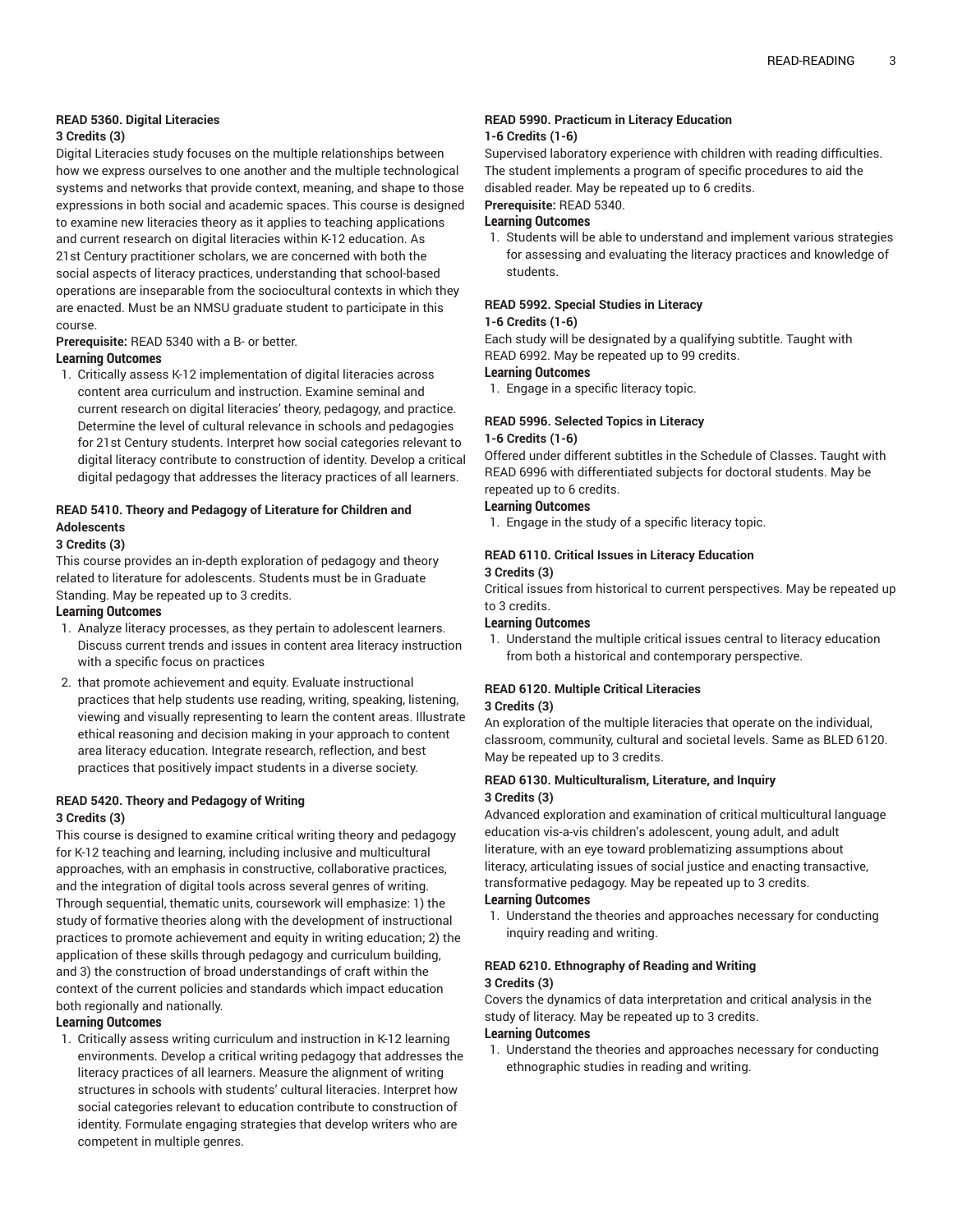### READ 5360. Digital Literacies

**3 Credits (3)**

Digital Literacies study focuses on the multiple relationships between how we express ourselves to one another and the multiple technological systems and networks that provide context, meaning, and shape to those expressions in both social and academic spaces. This course is designed to examine new literacies theory as it applies to teaching applications and current research on digital literacies within K-12 education. As 21st Century practitioner scholars, we are concerned with both the social aspects of literacy practices, understanding that school-based operations are inseparable from the sociocultural contexts in which they are enacted. Must be an NMSU graduate student to participate in this course.

**Prerequisite:** READ 5340 with a B- or better.

**Learning Outcomes**

1. Critically assess K-12 implementation of digital literacies across content area curriculum and instruction. Examine seminal and current research on digital literacies' theory, pedagogy, and practice. Determine the level of cultural relevance in schools and pedagogies for 21st Century students. Interpret how social categories relevant to digital literacy contribute to construction of identity. Develop a critical digital pedagogy that addresses the literacy practices of all learners.

### READ 5410. Theory and Pedagogy of Literature for Children and Adolescents

**3 Credits (3)**

This course provides an in-depth exploration of pedagogy and theory related to literature for adolescents. Students must be in Graduate Standing. May be repeated up to 3 credits.

**Learning Outcomes**

1. Analyze literacy processes, as they pertain to adolescent learners. Discuss current trends and issues in content area literacy instruction with a specific focus on practices
2. that promote achievement and equity. Evaluate instructional practices that help students use reading, writing, speaking, listening, viewing and visually representing to learn the content areas. Illustrate ethical reasoning and decision making in your approach to content area literacy education. Integrate research, reflection, and best practices that positively impact students in a diverse society.

### READ 5420. Theory and Pedagogy of Writing

**3 Credits (3)**

This course is designed to examine critical writing theory and pedagogy for K-12 teaching and learning, including inclusive and multicultural approaches, with an emphasis in constructive, collaborative practices, and the integration of digital tools across several genres of writing. Through sequential, thematic units, coursework will emphasize: 1) the study of formative theories along with the development of instructional practices to promote achievement and equity in writing education; 2) the application of these skills through pedagogy and curriculum building, and 3) the construction of broad understandings of craft within the context of the current policies and standards which impact education both regionally and nationally.

**Learning Outcomes**

1. Critically assess writing curriculum and instruction in K-12 learning environments. Develop a critical writing pedagogy that addresses the literacy practices of all learners. Measure the alignment of writing structures in schools with students' cultural literacies. Interpret how social categories relevant to education contribute to construction of identity. Formulate engaging strategies that develop writers who are competent in multiple genres.

### READ 5990. Practicum in Literacy Education

**1-6 Credits (1-6)**

Supervised laboratory experience with children with reading difficulties. The student implements a program of specific procedures to aid the disabled reader. May be repeated up to 6 credits.

**Prerequisite:** READ 5340.

**Learning Outcomes**

1. Students will be able to understand and implement various strategies for assessing and evaluating the literacy practices and knowledge of students.

### READ 5992. Special Studies in Literacy

**1-6 Credits (1-6)**

Each study will be designated by a qualifying subtitle. Taught with READ 6992. May be repeated up to 99 credits.

**Learning Outcomes**

1. Engage in a specific literacy topic.

### READ 5996. Selected Topics in Literacy

**1-6 Credits (1-6)**

Offered under different subtitles in the Schedule of Classes. Taught with READ 6996 with differentiated subjects for doctoral students. May be repeated up to 6 credits.

**Learning Outcomes**

1. Engage in the study of a specific literacy topic.

### READ 6110. Critical Issues in Literacy Education

**3 Credits (3)**

Critical issues from historical to current perspectives. May be repeated up to 3 credits.

**Learning Outcomes**

1. Understand the multiple critical issues central to literacy education from both a historical and contemporary perspective.

### READ 6120. Multiple Critical Literacies

**3 Credits (3)**

An exploration of the multiple literacies that operate on the individual, classroom, community, cultural and societal levels. Same as BLED 6120. May be repeated up to 3 credits.

### READ 6130. Multiculturalism, Literature, and Inquiry

**3 Credits (3)**

Advanced exploration and examination of critical multicultural language education vis-a-vis children's adolescent, young adult, and adult literature, with an eye toward problematizing assumptions about literacy, articulating issues of social justice and enacting transactive, transformative pedagogy. May be repeated up to 3 credits.

**Learning Outcomes**

1. Understand the theories and approaches necessary for conducting inquiry reading and writing.

### READ 6210. Ethnography of Reading and Writing

**3 Credits (3)**

Covers the dynamics of data interpretation and critical analysis in the study of literacy. May be repeated up to 3 credits.

**Learning Outcomes**

1. Understand the theories and approaches necessary for conducting ethnographic studies in reading and writing.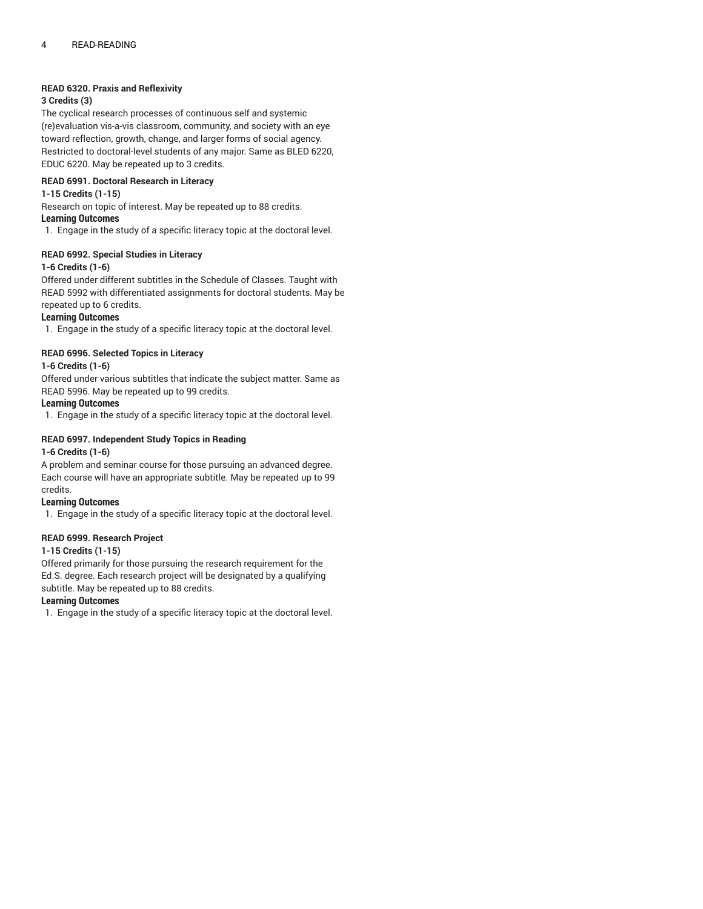**READ 6320. Praxis and Reflexivity**

**3 Credits (3)**

The cyclical research processes of continuous self and systemic (re)evaluation vis-a-vis classroom, community, and society with an eye toward reflection, growth, change, and larger forms of social agency. Restricted to doctoral-level students of any major. Same as BLED 6220, EDUC 6220. May be repeated up to 3 credits.

**READ 6991. Doctoral Research in Literacy**

**1-15 Credits (1-15)**

Research on topic of interest. May be repeated up to 88 credits.

**Learning Outcomes**

1. Engage in the study of a specific literacy topic at the doctoral level.

**READ 6992. Special Studies in Literacy**

**1-6 Credits (1-6)**

Offered under different subtitles in the Schedule of Classes. Taught with READ 5992 with differentiated assignments for doctoral students. May be repeated up to 6 credits.

**Learning Outcomes**

1. Engage in the study of a specific literacy topic at the doctoral level.

**READ 6996. Selected Topics in Literacy**

**1-6 Credits (1-6)**

Offered under various subtitles that indicate the subject matter. Same as READ 5996. May be repeated up to 99 credits.

**Learning Outcomes**

1. Engage in the study of a specific literacy topic at the doctoral level.

**READ 6997. Independent Study Topics in Reading**

**1-6 Credits (1-6)**

A problem and seminar course for those pursuing an advanced degree. Each course will have an appropriate subtitle. May be repeated up to 99 credits.

**Learning Outcomes**

1. Engage in the study of a specific literacy topic at the doctoral level.

**READ 6999. Research Project**

**1-15 Credits (1-15)**

Offered primarily for those pursuing the research requirement for the Ed.S. degree. Each research project will be designated by a qualifying subtitle. May be repeated up to 88 credits.

**Learning Outcomes**

1. Engage in the study of a specific literacy topic at the doctoral level.